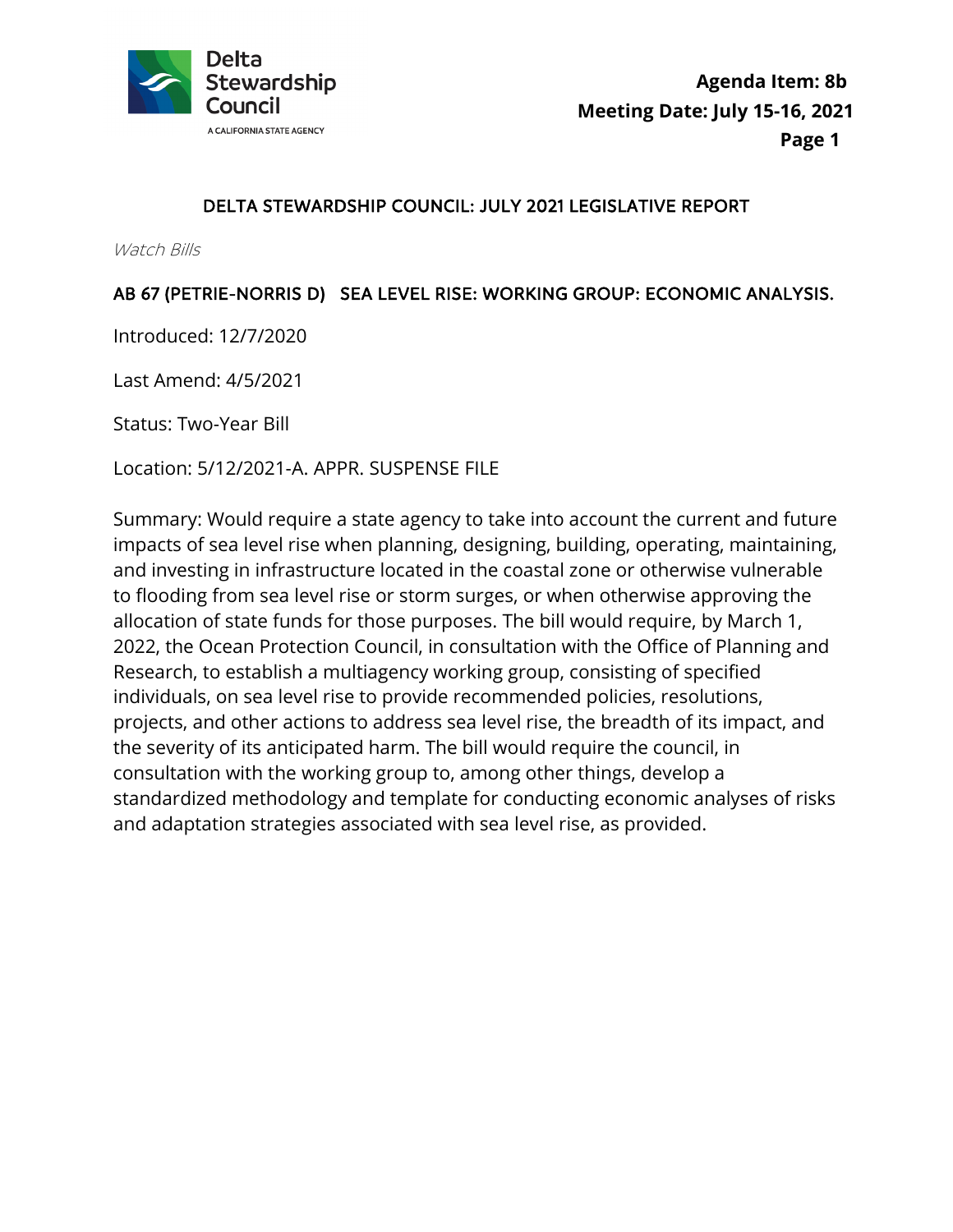# DELTA STEWARDSHIP COUNCIL: JULY 2021 LEGISLATIVE REPORT

*Watch Bills*

## AB 67 (PETRIE-NORRIS D) SEA LEVEL RISE: WORKING GROUP: ECONOMIC ANALYSIS.

Introduced: 12/7/2020

Last Amend: 4/5/2021

Status: Two-Year Bill

Location: 5/12/2021-A. APPR. SUSPENSE FILE

Summary: Would require a state agency to take into account the current and future impacts of sea level rise when planning, designing, building, operating, maintaining, and investing in infrastructure located in the coastal zone or otherwise vulnerable to flooding from sea level rise or storm surges, or when otherwise approving the allocation of state funds for those purposes. The bill would require, by March 1, 2022, the Ocean Protection Council, in consultation with the Office of Planning and Research, to establish a multiagency working group, consisting of specified individuals, on sea level rise to provide recommended policies, resolutions, projects, and other actions to address sea level rise, the breadth of its impact, and the severity of its anticipated harm. The bill would require the council, in consultation with the working group to, among other things, develop a standardized methodology and template for conducting economic analyses of risks and adaptation strategies associated with sea level rise, as provided.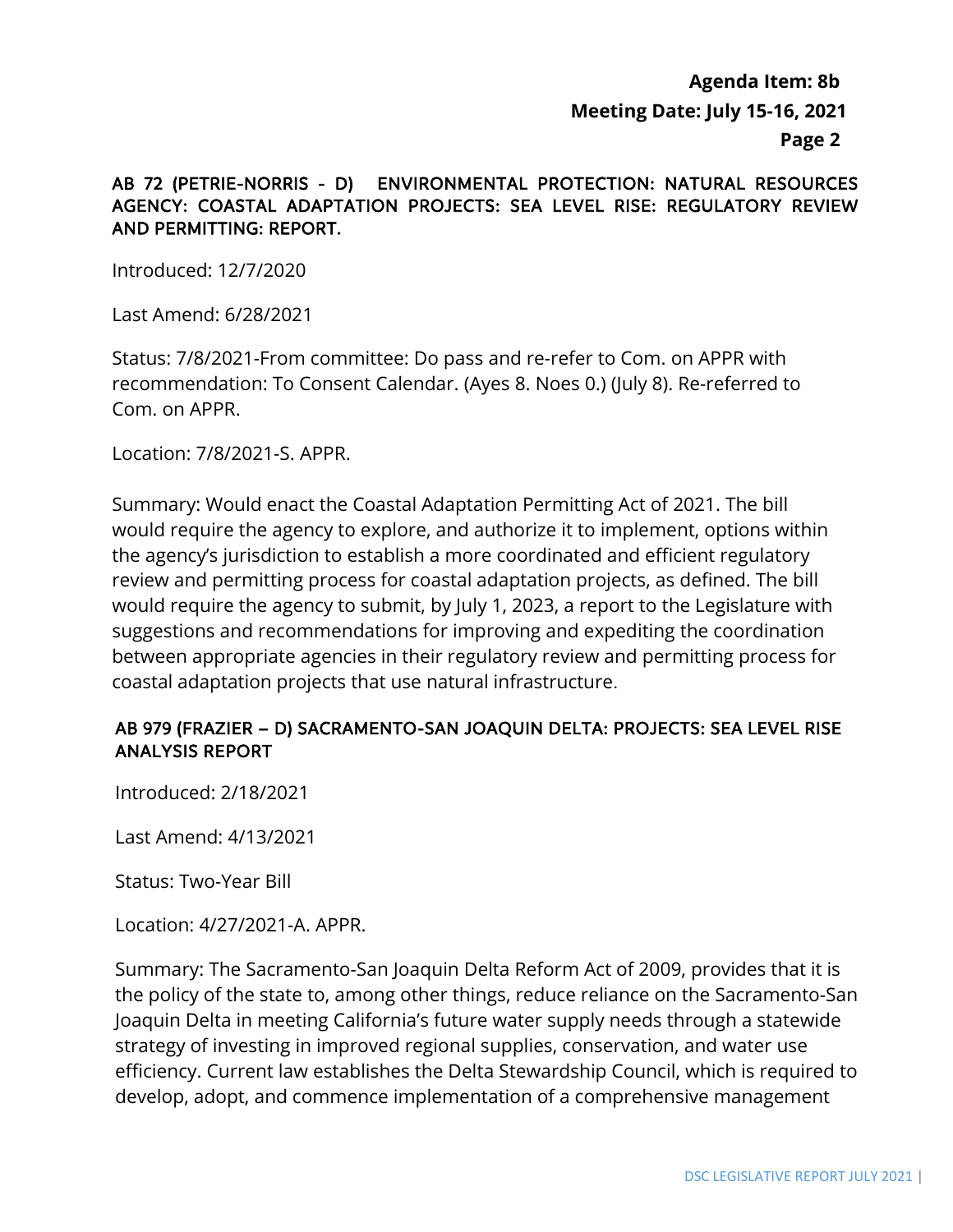### AB 72 (PETRIE-NORRIS - D) ENVIRONMENTAL PROTECTION: NATURAL RESOURCES AGENCY: COASTAL ADAPTATION PROJECTS: SEA LEVEL RISE: REGULATORY REVIEW AND PERMITTING: REPORT.

Introduced: 12/7/2020

Last Amend: 6/28/2021

Status: 7/8/2021-From committee: Do pass and re-refer to Com. on APPR with recommendation: To Consent Calendar. (Ayes 8. Noes 0.) (July 8). Re-referred to Com. on APPR.

Location: 7/8/2021-S. APPR.

Summary: Would enact the Coastal Adaptation Permitting Act of 2021. The bill would require the agency to explore, and authorize it to implement, options within the agency's jurisdiction to establish a more coordinated and efficient regulatory review and permitting process for coastal adaptation projects, as defined. The bill would require the agency to submit, by July 1, 2023, a report to the Legislature with suggestions and recommendations for improving and expediting the coordination between appropriate agencies in their regulatory review and permitting process for coastal adaptation projects that use natural infrastructure.

### AB 979 (FRAZIER – D) SACRAMENTO-SAN JOAQUIN DELTA: PROJECTS: SEA LEVEL RISE ANALYSIS REPORT

Introduced: 2/18/2021

Last Amend: 4/13/2021

Status: Two-Year Bill

Location: 4/27/2021-A. APPR.

Summary: The Sacramento-San Joaquin Delta Reform Act of 2009, provides that it is the policy of the state to, among other things, reduce reliance on the Sacramento-San Joaquin Delta in meeting California's future water supply needs through a statewide strategy of investing in improved regional supplies, conservation, and water use efficiency. Current law establishes the Delta Stewardship Council, which is required to develop, adopt, and commence implementation of a comprehensive management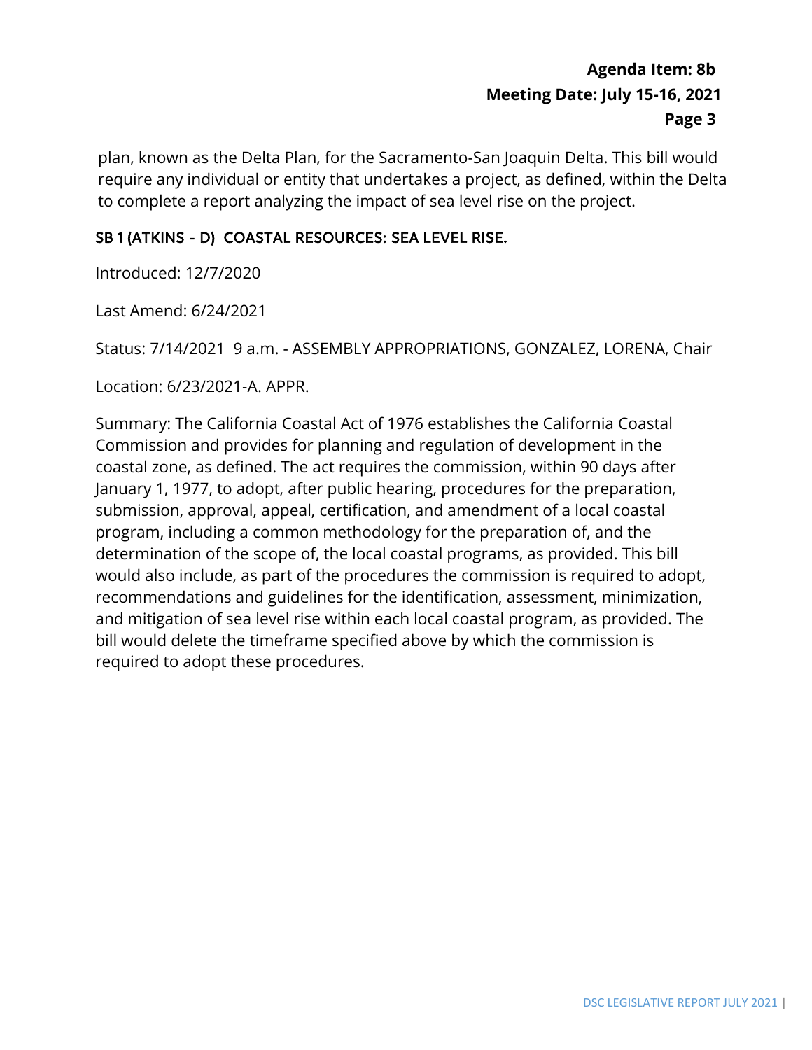plan, known as the Delta Plan, for the Sacramento-San Joaquin Delta. This bill would require any individual or entity that undertakes a project, as defined, within the Delta to complete a report analyzing the impact of sea level rise on the project.

### SB 1 (ATKINS - D) COASTAL RESOURCES: SEA LEVEL RISE.

Introduced: 12/7/2020

Last Amend: 6/24/2021

Status: 7/14/2021 9 a.m. - ASSEMBLY APPROPRIATIONS, GONZALEZ, LORENA, Chair

Location: 6/23/2021-A. APPR.

Summary: The California Coastal Act of 1976 establishes the California Coastal Commission and provides for planning and regulation of development in the coastal zone, as defined. The act requires the commission, within 90 days after January 1, 1977, to adopt, after public hearing, procedures for the preparation, submission, approval, appeal, certification, and amendment of a local coastal program, including a common methodology for the preparation of, and the determination of the scope of, the local coastal programs, as provided. This bill would also include, as part of the procedures the commission is required to adopt, recommendations and guidelines for the identification, assessment, minimization, and mitigation of sea level rise within each local coastal program, as provided. The bill would delete the timeframe specified above by which the commission is required to adopt these procedures.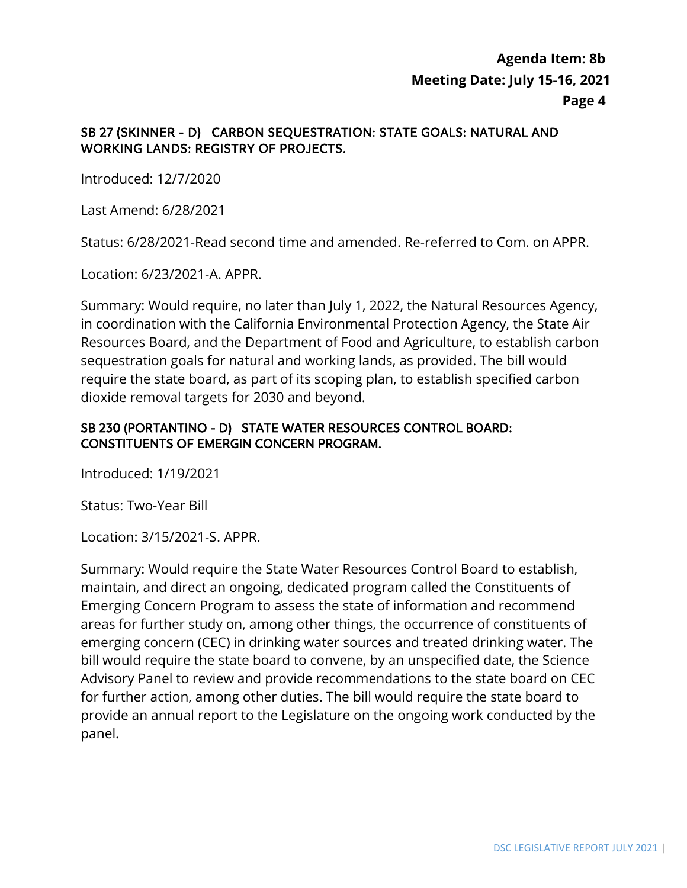### SB 27 (SKINNER - D) CARBON SEQUESTRATION: STATE GOALS: NATURAL AND WORKING LANDS: REGISTRY OF PROJECTS.

Introduced: 12/7/2020

Last Amend: 6/28/2021

Status: 6/28/2021-Read second time and amended. Re-referred to Com. on APPR.

Location: 6/23/2021-A. APPR.

Summary: Would require, no later than July 1, 2022, the Natural Resources Agency, in coordination with the California Environmental Protection Agency, the State Air Resources Board, and the Department of Food and Agriculture, to establish carbon sequestration goals for natural and working lands, as provided. The bill would require the state board, as part of its scoping plan, to establish specified carbon dioxide removal targets for 2030 and beyond.

### SB 230 (PORTANTINO - D) STATE WATER RESOURCES CONTROL BOARD: CONSTITUENTS OF EMERGIN CONCERN PROGRAM.

Introduced: 1/19/2021

Status: Two-Year Bill

Location: 3/15/2021-S. APPR.

Summary: Would require the State Water Resources Control Board to establish, maintain, and direct an ongoing, dedicated program called the Constituents of Emerging Concern Program to assess the state of information and recommend areas for further study on, among other things, the occurrence of constituents of emerging concern (CEC) in drinking water sources and treated drinking water. The bill would require the state board to convene, by an unspecified date, the Science Advisory Panel to review and provide recommendations to the state board on CEC for further action, among other duties. The bill would require the state board to provide an annual report to the Legislature on the ongoing work conducted by the panel.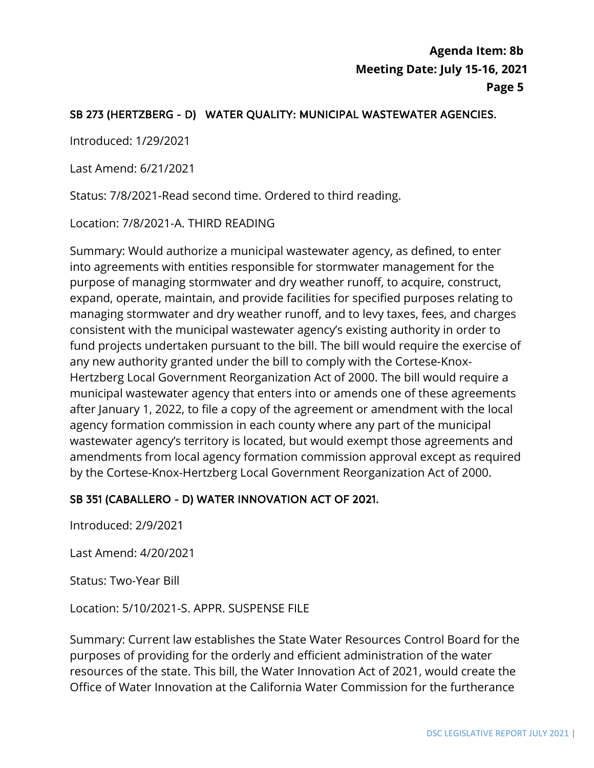### SB 273 (HERTZBERG - D) WATER QUALITY: MUNICIPAL WASTEWATER AGENCIES.

Introduced: 1/29/2021

Last Amend: 6/21/2021

Status: 7/8/2021-Read second time. Ordered to third reading.

Location: 7/8/2021-A. THIRD READING

Summary: Would authorize a municipal wastewater agency, as defined, to enter into agreements with entities responsible for stormwater management for the purpose of managing stormwater and dry weather runoff, to acquire, construct, expand, operate, maintain, and provide facilities for specified purposes relating to managing stormwater and dry weather runoff, and to levy taxes, fees, and charges consistent with the municipal wastewater agency's existing authority in order to fund projects undertaken pursuant to the bill. The bill would require the exercise of any new authority granted under the bill to comply with the Cortese-Knox-Hertzberg Local Government Reorganization Act of 2000. The bill would require a municipal wastewater agency that enters into or amends one of these agreements after January 1, 2022, to file a copy of the agreement or amendment with the local agency formation commission in each county where any part of the municipal wastewater agency's territory is located, but would exempt those agreements and amendments from local agency formation commission approval except as required by the Cortese-Knox-Hertzberg Local Government Reorganization Act of 2000.

### SB 351 (CABALLERO - D) WATER INNOVATION ACT OF 2021.

Introduced: 2/9/2021

Last Amend: 4/20/2021

Status: Two-Year Bill

Location: 5/10/2021-S. APPR. SUSPENSE FILE

Summary: Current law establishes the State Water Resources Control Board for the purposes of providing for the orderly and efficient administration of the water resources of the state. This bill, the Water Innovation Act of 2021, would create the Office of Water Innovation at the California Water Commission for the furtherance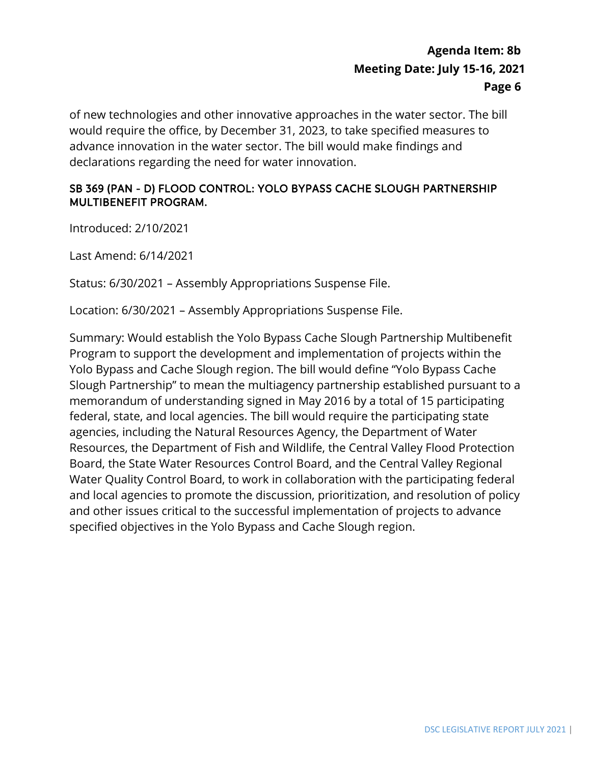of new technologies and other innovative approaches in the water sector. The bill would require the office, by December 31, 2023, to take specified measures to advance innovation in the water sector. The bill would make findings and declarations regarding the need for water innovation.

### SB 369 (PAN - D) FLOOD CONTROL: YOLO BYPASS CACHE SLOUGH PARTNERSHIP MULTIBENEFIT PROGRAM.

Introduced: 2/10/2021

Last Amend: 6/14/2021

Status: 6/30/2021 – Assembly Appropriations Suspense File.

Location: 6/30/2021 – Assembly Appropriations Suspense File.

Summary: Would establish the Yolo Bypass Cache Slough Partnership Multibenefit Program to support the development and implementation of projects within the Yolo Bypass and Cache Slough region. The bill would define "Yolo Bypass Cache Slough Partnership" to mean the multiagency partnership established pursuant to a memorandum of understanding signed in May 2016 by a total of 15 participating federal, state, and local agencies. The bill would require the participating state agencies, including the Natural Resources Agency, the Department of Water Resources, the Department of Fish and Wildlife, the Central Valley Flood Protection Board, the State Water Resources Control Board, and the Central Valley Regional Water Quality Control Board, to work in collaboration with the participating federal and local agencies to promote the discussion, prioritization, and resolution of policy and other issues critical to the successful implementation of projects to advance specified objectives in the Yolo Bypass and Cache Slough region.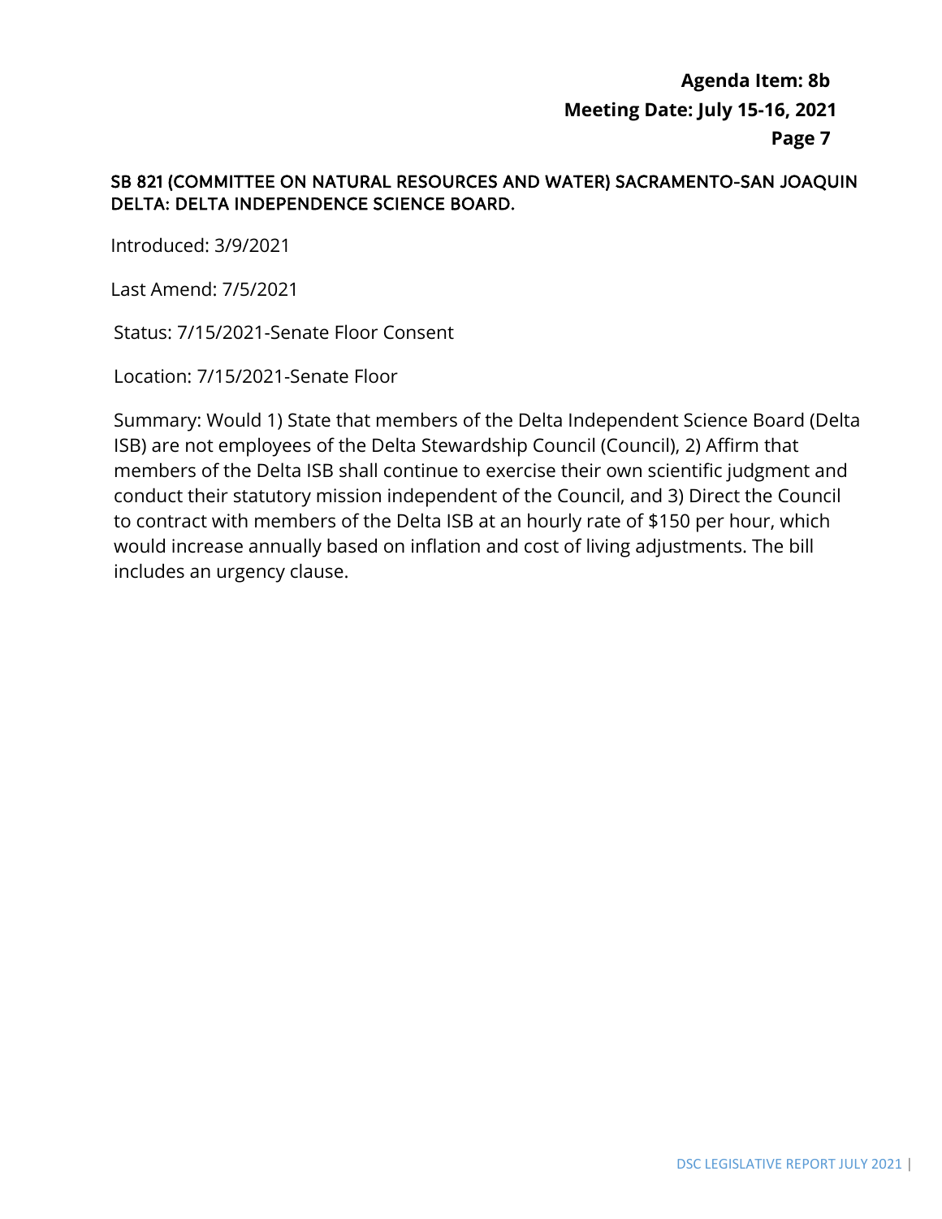## SB 821 (COMMITTEE ON NATURAL RESOURCES AND WATER) SACRAMENTO-SAN JOAQUIN DELTA: DELTA INDEPENDENCE SCIENCE BOARD.

Introduced: 3/9/2021

Last Amend: 7/5/2021

Status: 7/15/2021-Senate Floor Consent

Location: 7/15/2021-Senate Floor

Summary: Would 1) State that members of the Delta Independent Science Board (Delta ISB) are not employees of the Delta Stewardship Council (Council), 2) Affirm that members of the Delta ISB shall continue to exercise their own scientific judgment and conduct their statutory mission independent of the Council, and 3) Direct the Council to contract with members of the Delta ISB at an hourly rate of $150 per hour, which would increase annually based on inflation and cost of living adjustments. The bill includes an urgency clause.